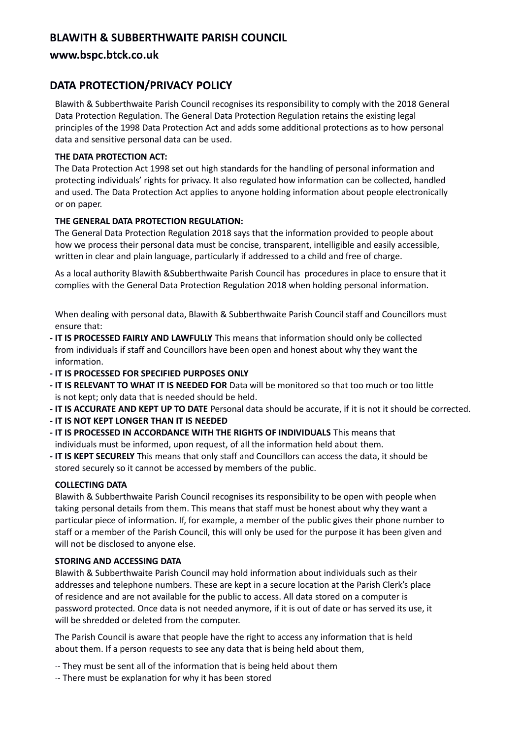## BLAWITH & SUBBERTHWAITE PARISH COUNCIL

### www.bspc.btck.co.uk

## DATA PROTECTION/PRIVACY POLICY

Blawith & Subberthwaite Parish Council recognises its responsibility to comply with the 2018 General Data Protection Regulation. The General Data Protection Regulation retains the existing legal principles of the 1998 Data Protection Act and adds some additional protections as to how personal data and sensitive personal data can be used.

**THE DATA PROTECTION ACT:**

The Data Protection Act 1998 set out high standards for the handling of personal information and protecting individuals' rights for privacy. It also regulated how information can be collected, handled and used. The Data Protection Act applies to anyone holding information about people electronically or on paper.

**THE GENERAL DATA PROTECTION REGULATION:**

The General Data Protection Regulation 2018 says that the information provided to people about how we process their personal data must be concise, transparent, intelligible and easily accessible, written in clear and plain language, particularly if addressed to a child and free of charge.

As a local authority Blawith &Subberthwaite Parish Council has procedures in place to ensure that it complies with the General Data Protection Regulation 2018 when holding personal information.

When dealing with personal data, Blawith & Subberthwaite Parish Council staff and Councillors must ensure that:

- **IT IS PROCESSED FAIRLY AND LAWFULLY** This means that information should only be collected from individuals if staff and Councillors have been open and honest about why they want the information.
- **IT IS PROCESSED FOR SPECIFIED PURPOSES ONLY**
- **IT IS RELEVANT TO WHAT IT IS NEEDED FOR** Data will be monitored so that too much or too little is not kept; only data that is needed should be held.
- **IT IS ACCURATE AND KEPT UP TO DATE** Personal data should be accurate, if it is not it should be corrected.
- **IT IS NOT KEPT LONGER THAN IT IS NEEDED**
- **IT IS PROCESSED IN ACCORDANCE WITH THE RIGHTS OF INDIVIDUALS** This means that individuals must be informed, upon request, of all the information held about them.
- **IT IS KEPT SECURELY** This means that only staff and Councillors can access the data, it should be stored securely so it cannot be accessed by members of the public.

**COLLECTING DATA**

Blawith & Subberthwaite Parish Council recognises its responsibility to be open with people when taking personal details from them. This means that staff must be honest about why they want a particular piece of information. If, for example, a member of the public gives their phone number to staff or a member of the Parish Council, this will only be used for the purpose it has been given and will not be disclosed to anyone else.

**STORING AND ACCESSING DATA**

Blawith & Subberthwaite Parish Council may hold information about individuals such as their addresses and telephone numbers. These are kept in a secure location at the Parish Clerk's place of residence and are not available for the public to access. All data stored on a computer is password protected. Once data is not needed anymore, if it is out of date or has served its use, it will be shredded or deleted from the computer.

The Parish Council is aware that people have the right to access any information that is held about them. If a person requests to see any data that is being held about them,

- They must be sent all of the information that is being held about them
- There must be explanation for why it has been stored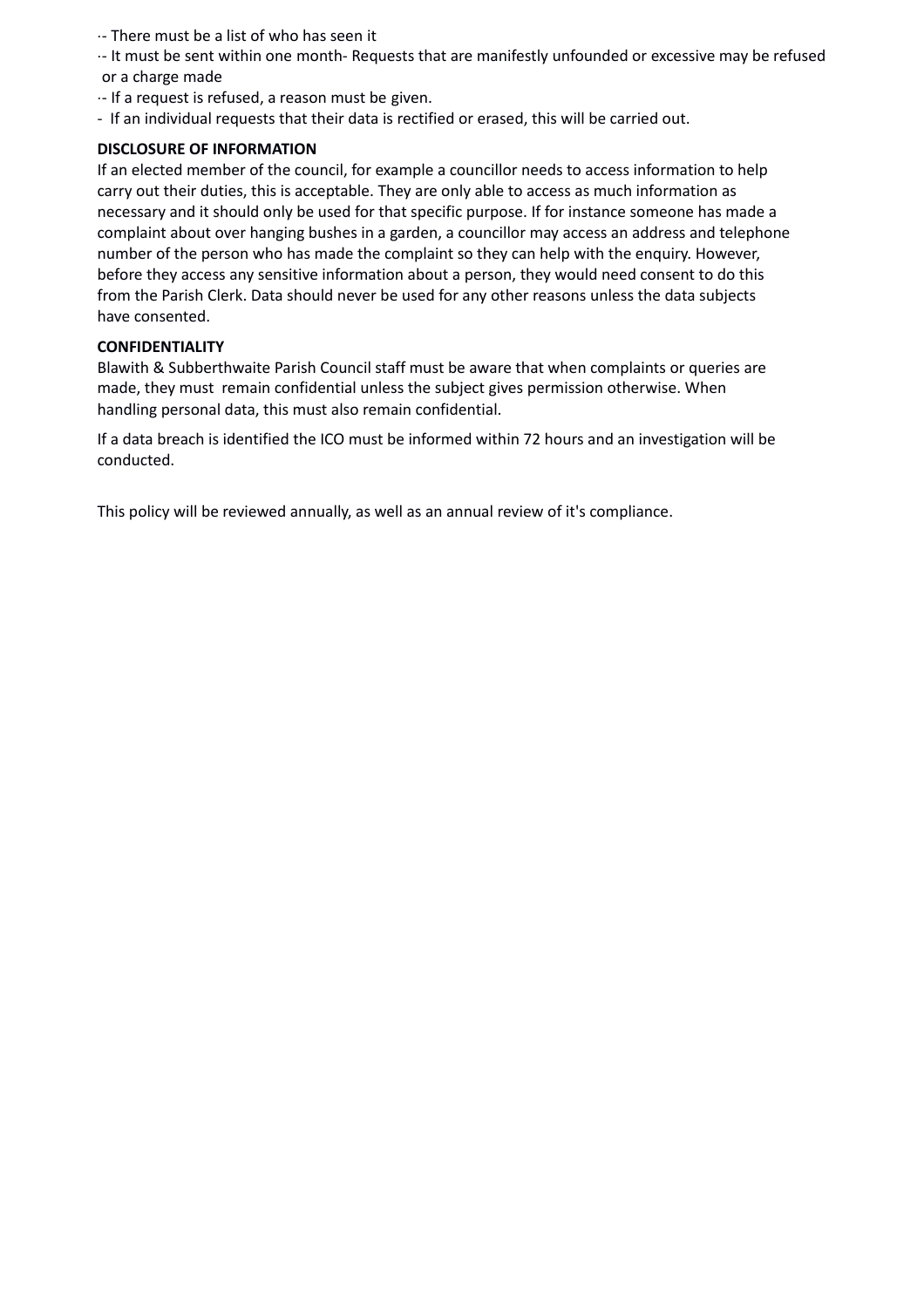- There must be a list of who has seen it
- It must be sent within one month- Requests that are manifestly unfounded or excessive may be refused or a charge made
- If a request is refused, a reason must be given.
- If an individual requests that their data is rectified or erased, this will be carried out.

**DISCLOSURE OF INFORMATION**

If an elected member of the council, for example a councillor needs to access information to help carry out their duties, this is acceptable. They are only able to access as much information as necessary and it should only be used for that specific purpose. If for instance someone has made a complaint about over hanging bushes in a garden, a councillor may access an address and telephone number of the person who has made the complaint so they can help with the enquiry. However, before they access any sensitive information about a person, they would need consent to do this from the Parish Clerk. Data should never be used for any other reasons unless the data subjects have consented.

**CONFIDENTIALITY**

Blawith & Subberthwaite Parish Council staff must be aware that when complaints or queries are made, they must remain confidential unless the subject gives permission otherwise. When handling personal data, this must also remain confidential.

If a data breach is identified the ICO must be informed within 72 hours and an investigation will be conducted.

This policy will be reviewed annually, as well as an annual review of it's compliance.